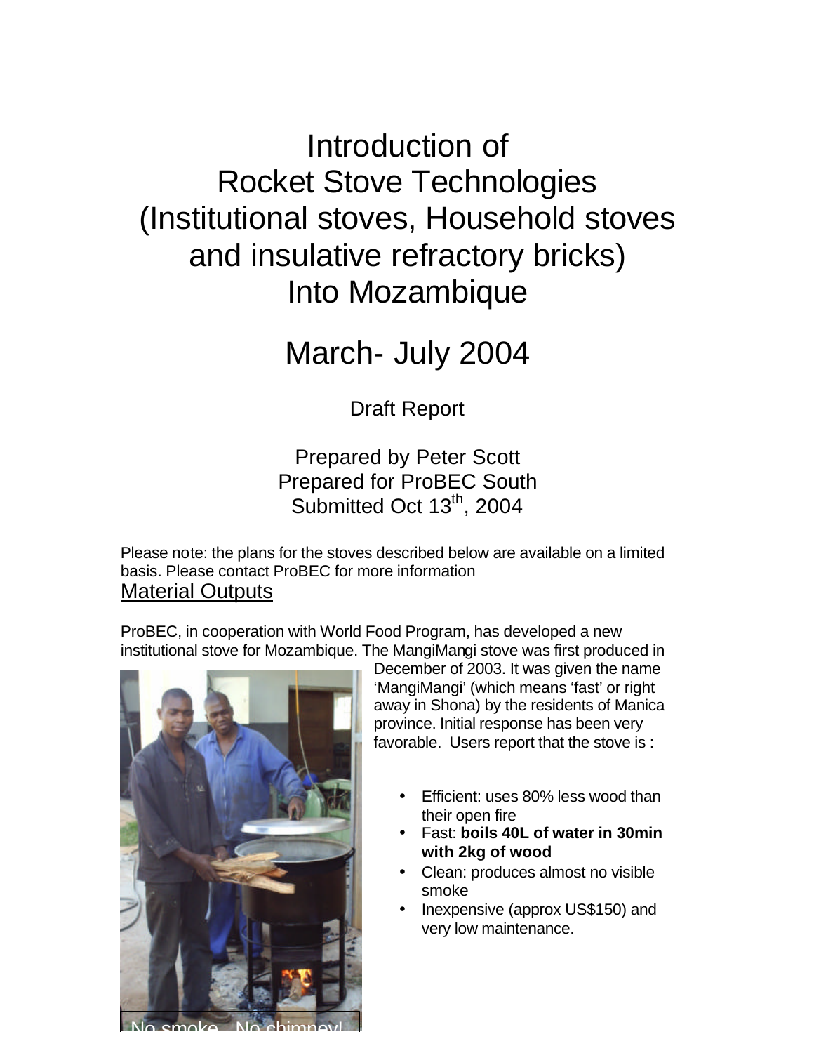# Introduction of Rocket Stove Technologies (Institutional stoves, Household stoves and insulative refractory bricks) Into Mozambique

## March- July 2004

Draft Report

Prepared by Peter Scott
Prepared for ProBEC South
Submitted Oct 13th, 2004

Please note: the plans for the stoves described below are available on a limited basis. Please contact ProBEC for more information

## Material Outputs

ProBEC, in cooperation with World Food Program, has developed a new institutional stove for Mozambique. The MangiMangi stove was first produced in December of 2003. It was given the name 'MangiMangi' (which means 'fast' or right away in Shona) by the residents of Manica province. Initial response has been very favorable. Users report that the stove is :

- Efficient: uses 80% less wood than their open fire
- Fast: **boils 40L of water in 30min with 2kg of wood**
- Clean: produces almost no visible smoke
- Inexpensive (approx US$150) and very low maintenance.

No smoke...No chimney!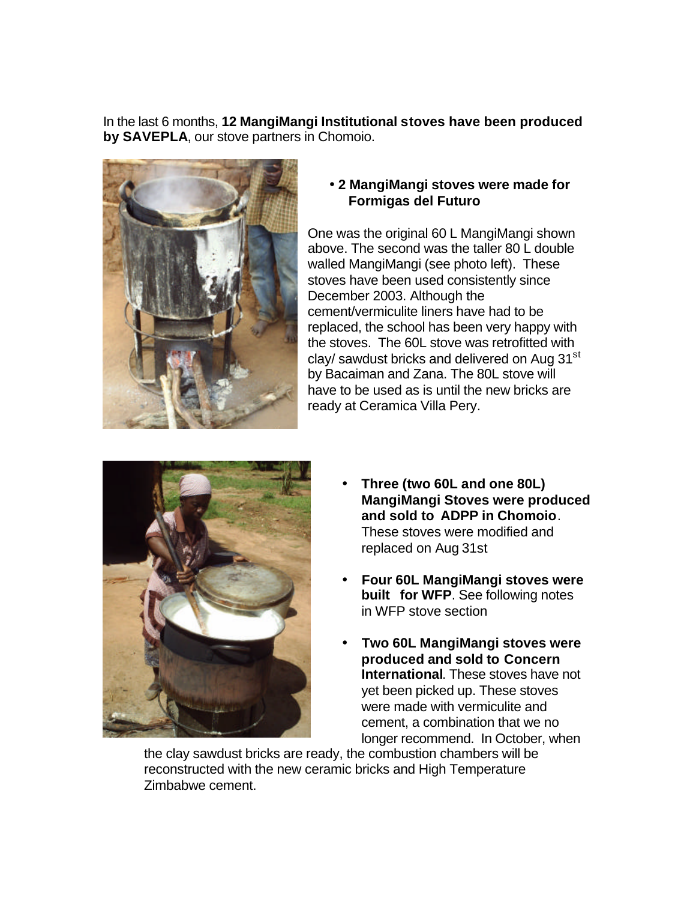In the last 6 months, **12 MangiMangi Institutional stoves have been produced by SAVEPLA**, our stove partners in Chomoio.

- **2 MangiMangi stoves were made for Formigas del Futuro**

One was the original 60 L MangiMangi shown above. The second was the taller 80 L double walled MangiMangi (see photo left). These stoves have been used consistently since December 2003. Although the cement/vermiculite liners have had to be replaced, the school has been very happy with the stoves. The 60L stove was retrofitted with clay/ sawdust bricks and delivered on Aug 31st by Bacaiman and Zana. The 80L stove will have to be used as is until the new bricks are ready at Ceramica Villa Pery.

- **Three (two 60L and one 80L) MangiMangi Stoves were produced and sold to ADPP in Chomoio**. These stoves were modified and replaced on Aug 31st
- **Four 60L MangiMangi stoves were built for WFP**. See following notes in WFP stove section
- **Two 60L MangiMangi stoves were produced and sold to Concern International**. These stoves have not yet been picked up. These stoves were made with vermiculite and cement, a combination that we no longer recommend. In October, when the clay sawdust bricks are ready, the combustion chambers will be reconstructed with the new ceramic bricks and High Temperature Zimbabwe cement.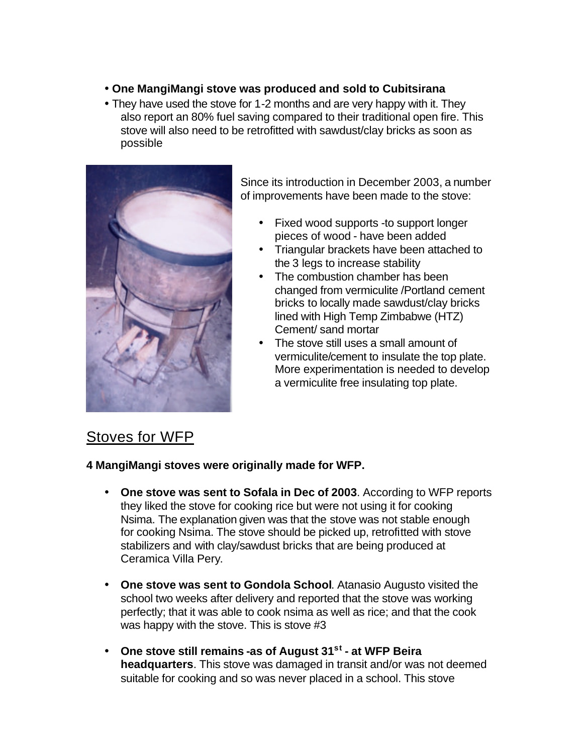- **One MangiMangi stove was produced and sold to Cubitsirana**
- They have used the stove for 1-2 months and are very happy with it. They also report an 80% fuel saving compared to their traditional open fire. This stove will also need to be retrofitted with sawdust/clay bricks as soon as possible

Since its introduction in December 2003, a number of improvements have been made to the stove:

- Fixed wood supports -to support longer pieces of wood - have been added
- Triangular brackets have been attached to the 3 legs to increase stability
- The combustion chamber has been changed from vermiculite /Portland cement bricks to locally made sawdust/clay bricks lined with High Temp Zimbabwe (HTZ) Cement/ sand mortar
- The stove still uses a small amount of vermiculite/cement to insulate the top plate. More experimentation is needed to develop a vermiculite free insulating top plate.

## Stoves for WFP

**4 MangiMangi stoves were originally made for WFP.**

- **One stove was sent to Sofala in Dec of 2003**. According to WFP reports they liked the stove for cooking rice but were not using it for cooking Nsima. The explanation given was that the stove was not stable enough for cooking Nsima. The stove should be picked up, retrofitted with stove stabilizers and with clay/sawdust bricks that are being produced at Ceramica Villa Pery.

- **One stove was sent to Gondola School**. Atanasio Augusto visited the school two weeks after delivery and reported that the stove was working perfectly; that it was able to cook nsima as well as rice; and that the cook was happy with the stove. This is stove #3

- **One stove still remains -as of August 31st - at WFP Beira headquarters**. This stove was damaged in transit and/or was not deemed suitable for cooking and so was never placed in a school. This stove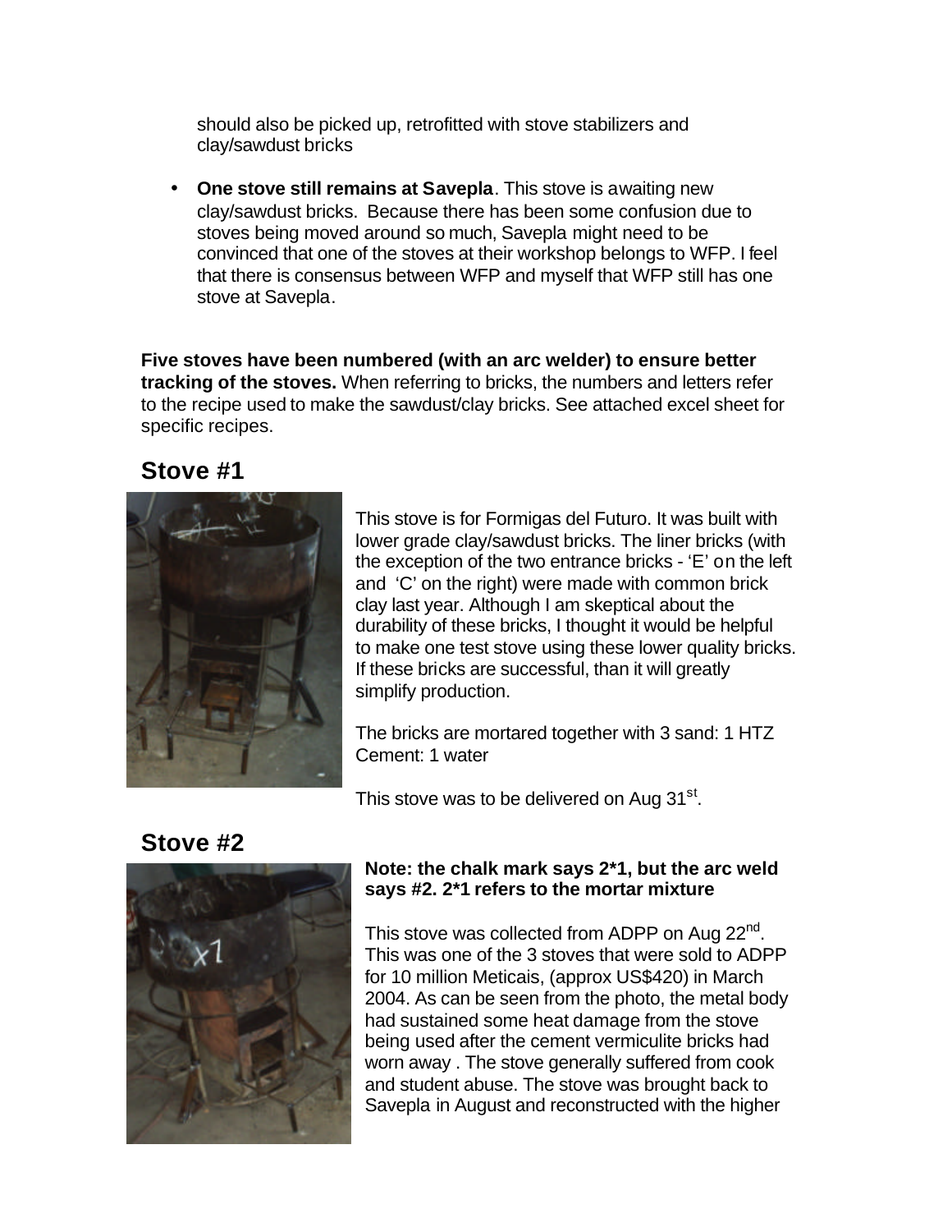should also be picked up, retrofitted with stove stabilizers and clay/sawdust bricks

- **One stove still remains at Savepla**. This stove is awaiting new clay/sawdust bricks. Because there has been some confusion due to stoves being moved around so much, Savepla might need to be convinced that one of the stoves at their workshop belongs to WFP. I feel that there is consensus between WFP and myself that WFP still has one stove at Savepla.

**Five stoves have been numbered (with an arc welder) to ensure better tracking of the stoves.** When referring to bricks, the numbers and letters refer to the recipe used to make the sawdust/clay bricks. See attached excel sheet for specific recipes.

## Stove #1

This stove is for Formigas del Futuro. It was built with lower grade clay/sawdust bricks. The liner bricks (with the exception of the two entrance bricks - 'E' on the left and 'C' on the right) were made with common brick clay last year. Although I am skeptical about the durability of these bricks, I thought it would be helpful to make one test stove using these lower quality bricks. If these bricks are successful, than it will greatly simplify production.

The bricks are mortared together with 3 sand: 1 HTZ Cement: 1 water

This stove was to be delivered on Aug 31st.

## Stove #2

**Note: the chalk mark says 2*1, but the arc weld says #2. 2*1 refers to the mortar mixture**

This stove was collected from ADPP on Aug 22nd. This was one of the 3 stoves that were sold to ADPP for 10 million Meticais, (approx US$420) in March 2004. As can be seen from the photo, the metal body had sustained some heat damage from the stove being used after the cement vermiculite bricks had worn away . The stove generally suffered from cook and student abuse. The stove was brought back to Savepla in August and reconstructed with the higher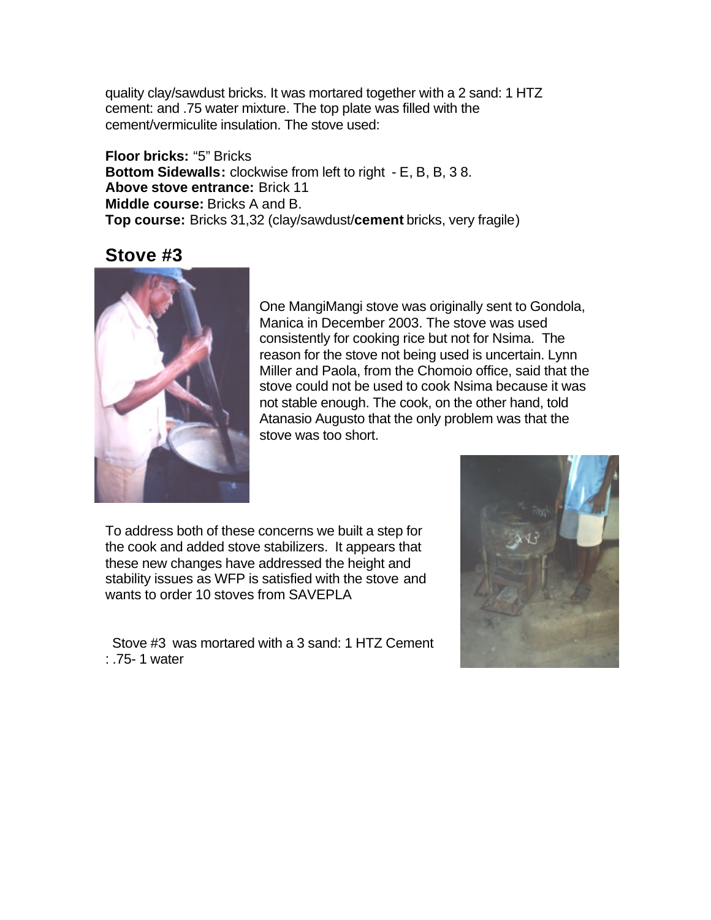quality clay/sawdust bricks. It was mortared together with a 2 sand: 1 HTZ cement: and .75 water mixture. The top plate was filled with the cement/vermiculite insulation. The stove used:

**Floor bricks:** "5" Bricks
**Bottom Sidewalls:** clockwise from left to right - E, B, B, 3 8.
**Above stove entrance:** Brick 11
**Middle course:** Bricks A and B.
**Top course:** Bricks 31,32 (clay/sawdust/**cement** bricks, very fragile)

## Stove #3

One MangiMangi stove was originally sent to Gondola, Manica in December 2003. The stove was used consistently for cooking rice but not for Nsima. The reason for the stove not being used is uncertain. Lynn Miller and Paola, from the Chomoio office, said that the stove could not be used to cook Nsima because it was not stable enough. The cook, on the other hand, told Atanasio Augusto that the only problem was that the stove was too short.

To address both of these concerns we built a step for the cook and added stove stabilizers. It appears that these new changes have addressed the height and stability issues as WFP is satisfied with the stove and wants to order 10 stoves from SAVEPLA

Stove #3 was mortared with a 3 sand: 1 HTZ Cement : .75- 1 water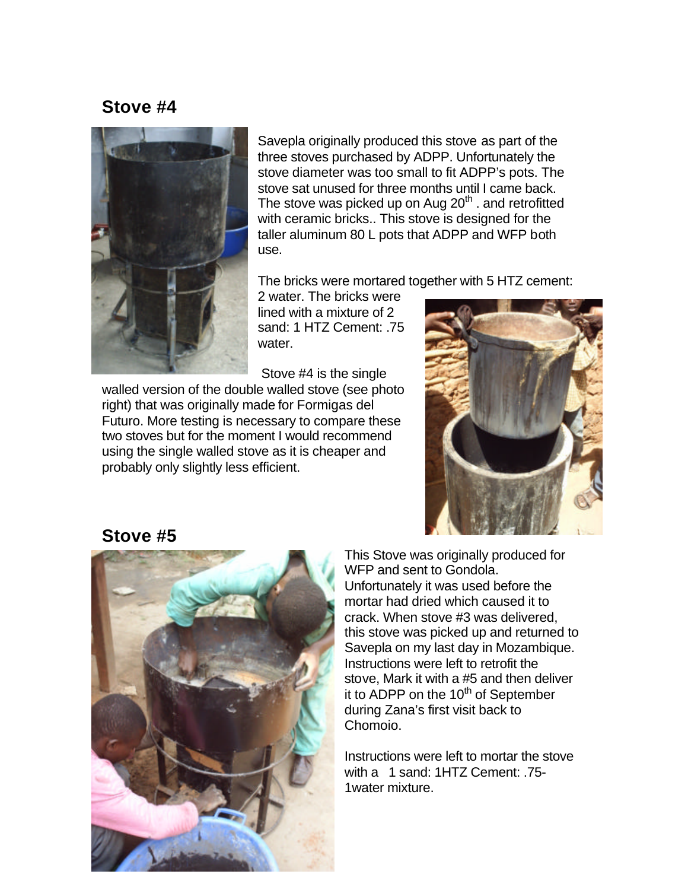## Stove #4

Savepla originally produced this stove as part of the three stoves purchased by ADPP. Unfortunately the stove diameter was too small to fit ADPP's pots. The stove sat unused for three months until I came back. The stove was picked up on Aug 20th . and retrofitted with ceramic bricks.. This stove is designed for the taller aluminum 80 L pots that ADPP and WFP both use.

The bricks were mortared together with 5 HTZ cement: 2 water. The bricks were lined with a mixture of 2 sand: 1 HTZ Cement: .75 water.

Stove #4 is the single walled version of the double walled stove (see photo right) that was originally made for Formigas del Futuro. More testing is necessary to compare these two stoves but for the moment I would recommend using the single walled stove as it is cheaper and probably only slightly less efficient.

## Stove #5

This Stove was originally produced for WFP and sent to Gondola. Unfortunately it was used before the mortar had dried which caused it to crack. When stove #3 was delivered, this stove was picked up and returned to Savepla on my last day in Mozambique. Instructions were left to retrofit the stove, Mark it with a #5 and then deliver it to ADPP on the 10th of September during Zana's first visit back to Chomoio.

Instructions were left to mortar the stove with a 1 sand: 1HTZ Cement: .75-1water mixture.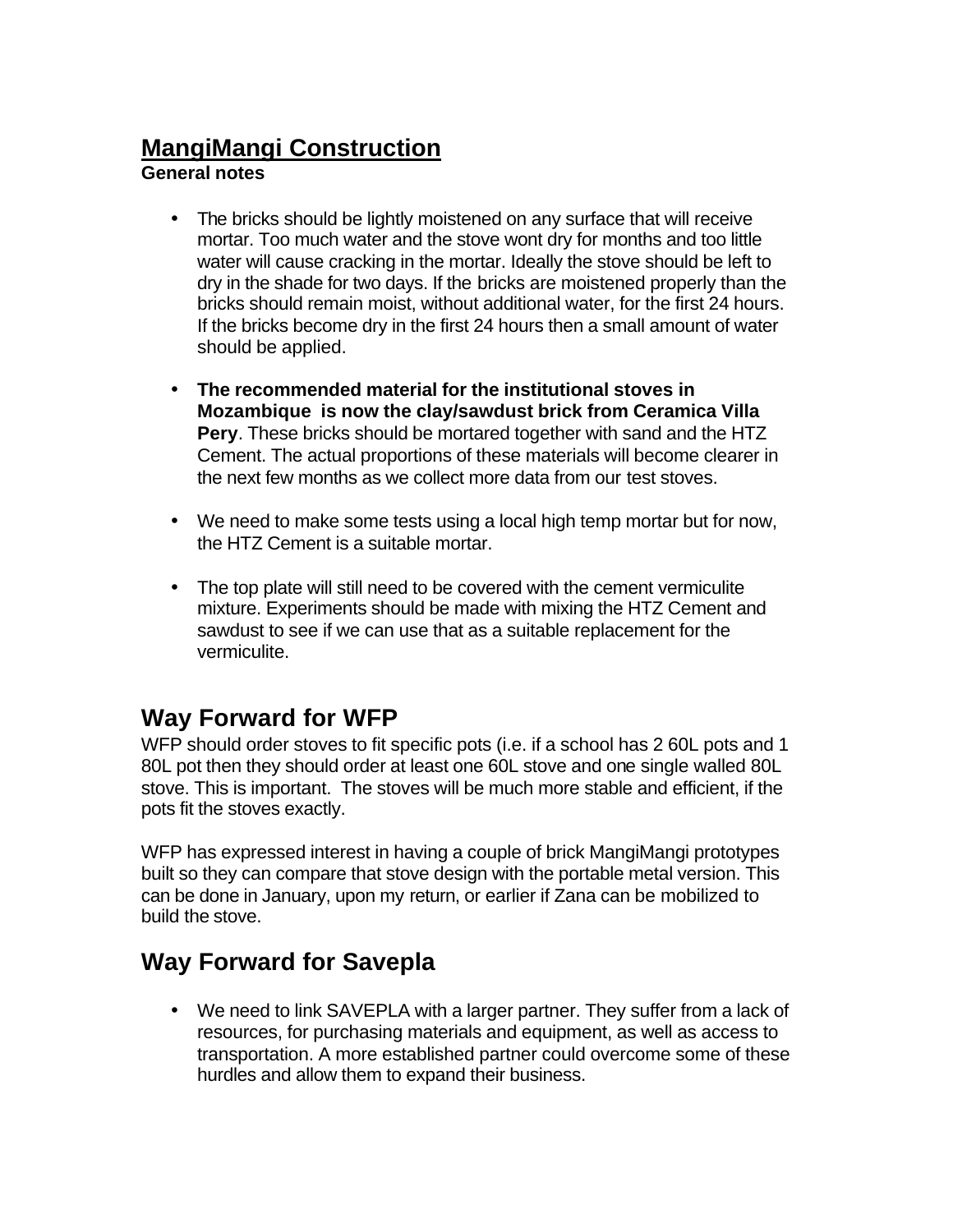## MangiMangi Construction

**General notes**

- The bricks should be lightly moistened on any surface that will receive mortar. Too much water and the stove wont dry for months and too little water will cause cracking in the mortar. Ideally the stove should be left to dry in the shade for two days. If the bricks are moistened properly than the bricks should remain moist, without additional water, for the first 24 hours. If the bricks become dry in the first 24 hours then a small amount of water should be applied.

- **The recommended material for the institutional stoves in Mozambique is now the clay/sawdust brick from Ceramica Villa Pery**. These bricks should be mortared together with sand and the HTZ Cement. The actual proportions of these materials will become clearer in the next few months as we collect more data from our test stoves.

- We need to make some tests using a local high temp mortar but for now, the HTZ Cement is a suitable mortar.

- The top plate will still need to be covered with the cement vermiculite mixture. Experiments should be made with mixing the HTZ Cement and sawdust to see if we can use that as a suitable replacement for the vermiculite.

## Way Forward for WFP

WFP should order stoves to fit specific pots (i.e. if a school has 2 60L pots and 1 80L pot then they should order at least one 60L stove and one single walled 80L stove. This is important. The stoves will be much more stable and efficient, if the pots fit the stoves exactly.

WFP has expressed interest in having a couple of brick MangiMangi prototypes built so they can compare that stove design with the portable metal version. This can be done in January, upon my return, or earlier if Zana can be mobilized to build the stove.

## Way Forward for Savepla

- We need to link SAVEPLA with a larger partner. They suffer from a lack of resources, for purchasing materials and equipment, as well as access to transportation. A more established partner could overcome some of these hurdles and allow them to expand their business.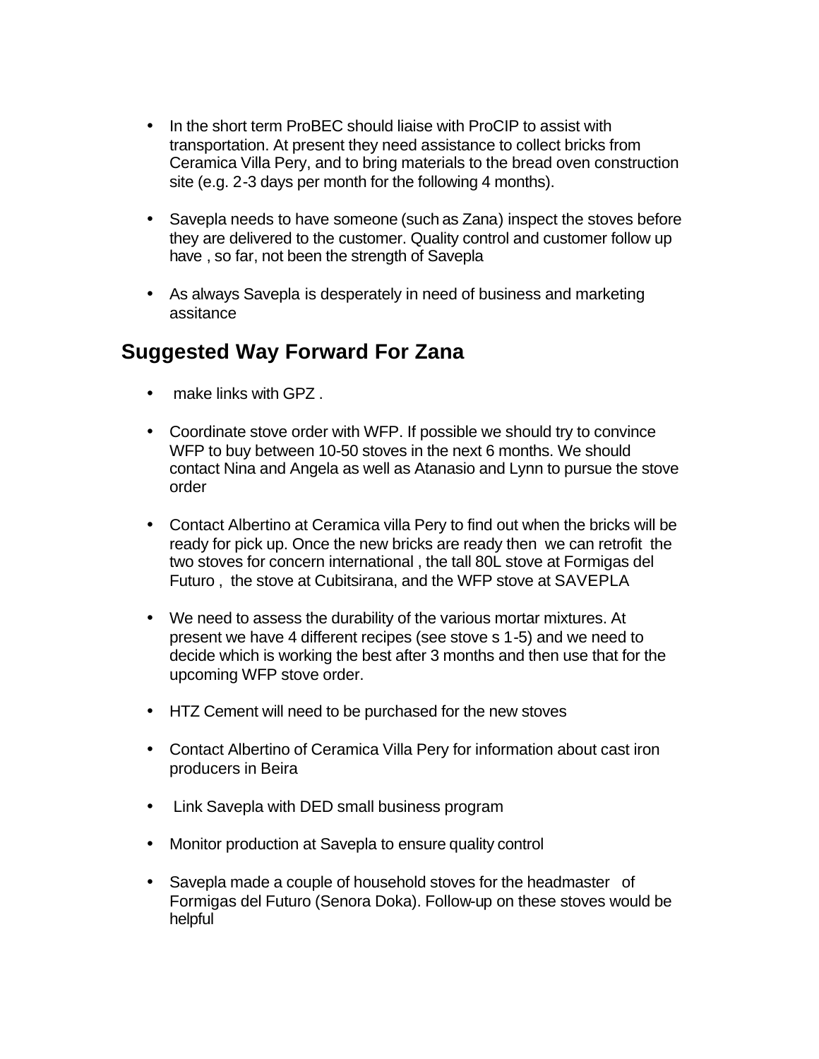- In the short term ProBEC should liaise with ProCIP to assist with transportation. At present they need assistance to collect bricks from Ceramica Villa Pery, and to bring materials to the bread oven construction site (e.g. 2-3 days per month for the following 4 months).

- Savepla needs to have someone (such as Zana) inspect the stoves before they are delivered to the customer. Quality control and customer follow up have , so far, not been the strength of Savepla

- As always Savepla is desperately in need of business and marketing assitance

## Suggested Way Forward For Zana

- make links with GPZ .

- Coordinate stove order with WFP. If possible we should try to convince WFP to buy between 10-50 stoves in the next 6 months. We should contact Nina and Angela as well as Atanasio and Lynn to pursue the stove order

- Contact Albertino at Ceramica villa Pery to find out when the bricks will be ready for pick up. Once the new bricks are ready then we can retrofit the two stoves for concern international , the tall 80L stove at Formigas del Futuro , the stove at Cubitsirana, and the WFP stove at SAVEPLA

- We need to assess the durability of the various mortar mixtures. At present we have 4 different recipes (see stove s 1-5) and we need to decide which is working the best after 3 months and then use that for the upcoming WFP stove order.

- HTZ Cement will need to be purchased for the new stoves

- Contact Albertino of Ceramica Villa Pery for information about cast iron producers in Beira

- Link Savepla with DED small business program

- Monitor production at Savepla to ensure quality control

- Savepla made a couple of household stoves for the headmaster of Formigas del Futuro (Senora Doka). Follow-up on these stoves would be helpful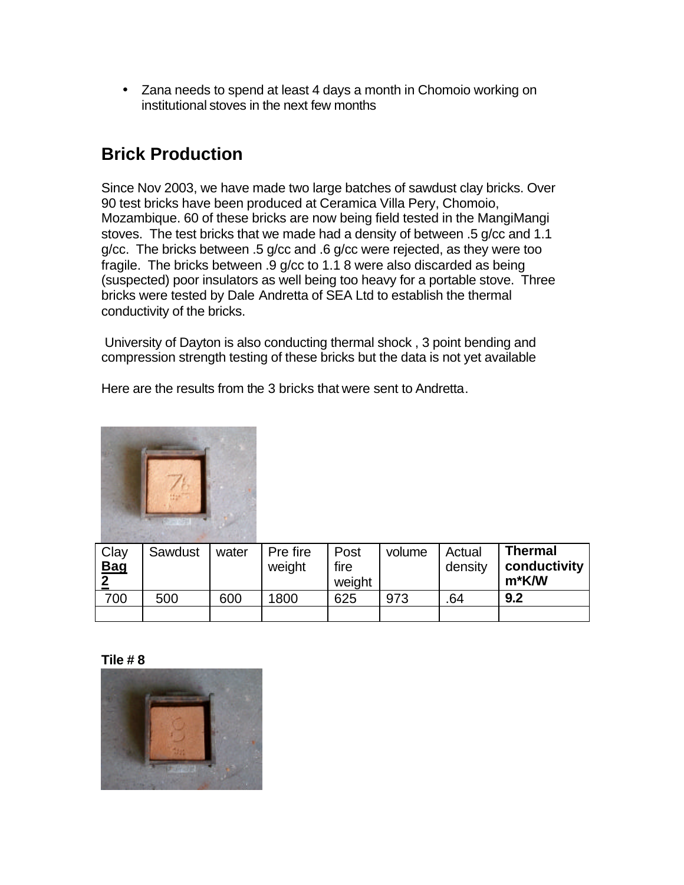- Zana needs to spend at least 4 days a month in Chomoio working on institutional stoves in the next few months

## Brick Production

Since Nov 2003, we have made two large batches of sawdust clay bricks. Over 90 test bricks have been produced at Ceramica Villa Pery, Chomoio, Mozambique. 60 of these bricks are now being field tested in the MangiMangi stoves. The test bricks that we made had a density of between .5 g/cc and 1.1 g/cc. The bricks between .5 g/cc and .6 g/cc were rejected, as they were too fragile. The bricks between .9 g/cc to 1.1 8 were also discarded as being (suspected) poor insulators as well being too heavy for a portable stove. Three bricks were tested by Dale Andretta of SEA Ltd to establish the thermal conductivity of the bricks.

University of Dayton is also conducting thermal shock , 3 point bending and compression strength testing of these bricks but the data is not yet available

Here are the results from the 3 bricks that were sent to Andretta.

| Clay **Bag 2** | Sawdust | water | Pre fire weight | Post fire weight | volume | Actual density | **Thermal conductivity m*K/W** |
|---|---|---|---|---|---|---|---|
| 700 | 500 | 600 | 1800 | 625 | 973 | .64 | **9.2** |
| | | | | | | | |

**Tile # 8**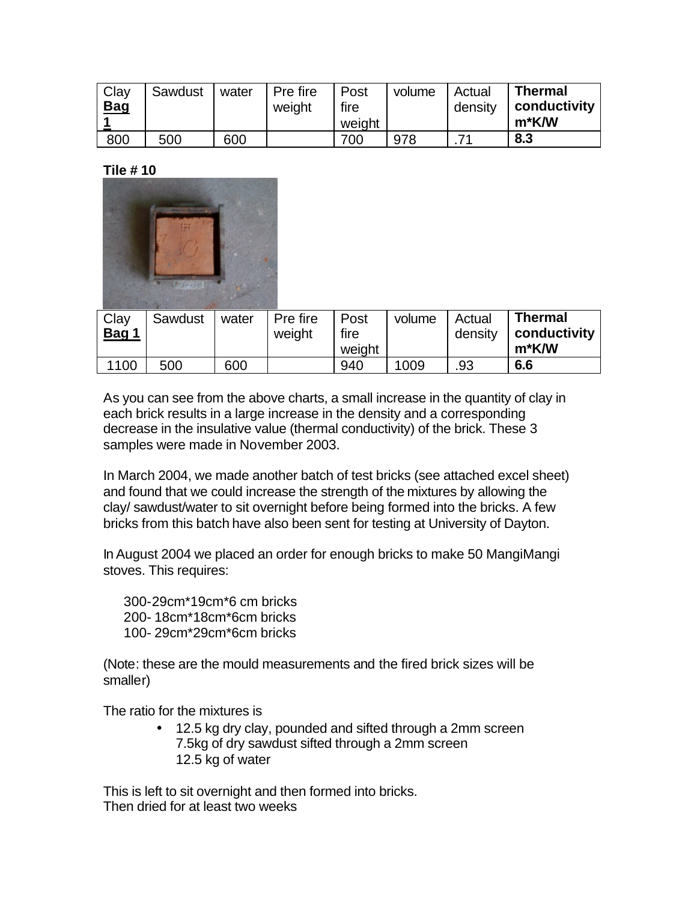| Clay **Bag 1** | Sawdust | water | Pre fire weight | Post fire weight | volume | Actual density | **Thermal conductivity m*K/W** |
|---|---|---|---|---|---|---|---|
| 800 | 500 | 600 | | 700 | 978 | .71 | **8.3** |

**Tile # 10**

| Clay **Bag 1** | Sawdust | water | Pre fire weight | Post fire weight | volume | Actual density | **Thermal conductivity m*K/W** |
|---|---|---|---|---|---|---|---|
| 1100 | 500 | 600 | | 940 | 1009 | .93 | **6.6** |

As you can see from the above charts, a small increase in the quantity of clay in each brick results in a large increase in the density and a corresponding decrease in the insulative value (thermal conductivity) of the brick. These 3 samples were made in November 2003.

In March 2004, we made another batch of test bricks (see attached excel sheet) and found that we could increase the strength of the mixtures by allowing the clay/ sawdust/water to sit overnight before being formed into the bricks. A few bricks from this batch have also been sent for testing at University of Dayton.

In August 2004 we placed an order for enough bricks to make 50 MangiMangi stoves. This requires:

300-29cm*19cm*6 cm bricks
200- 18cm*18cm*6cm bricks
100- 29cm*29cm*6cm bricks

(Note: these are the mould measurements and the fired brick sizes will be smaller)

The ratio for the mixtures is

- 12.5 kg dry clay, pounded and sifted through a 2mm screen
  7.5kg of dry sawdust sifted through a 2mm screen
  12.5 kg of water

This is left to sit overnight and then formed into bricks.
Then dried for at least two weeks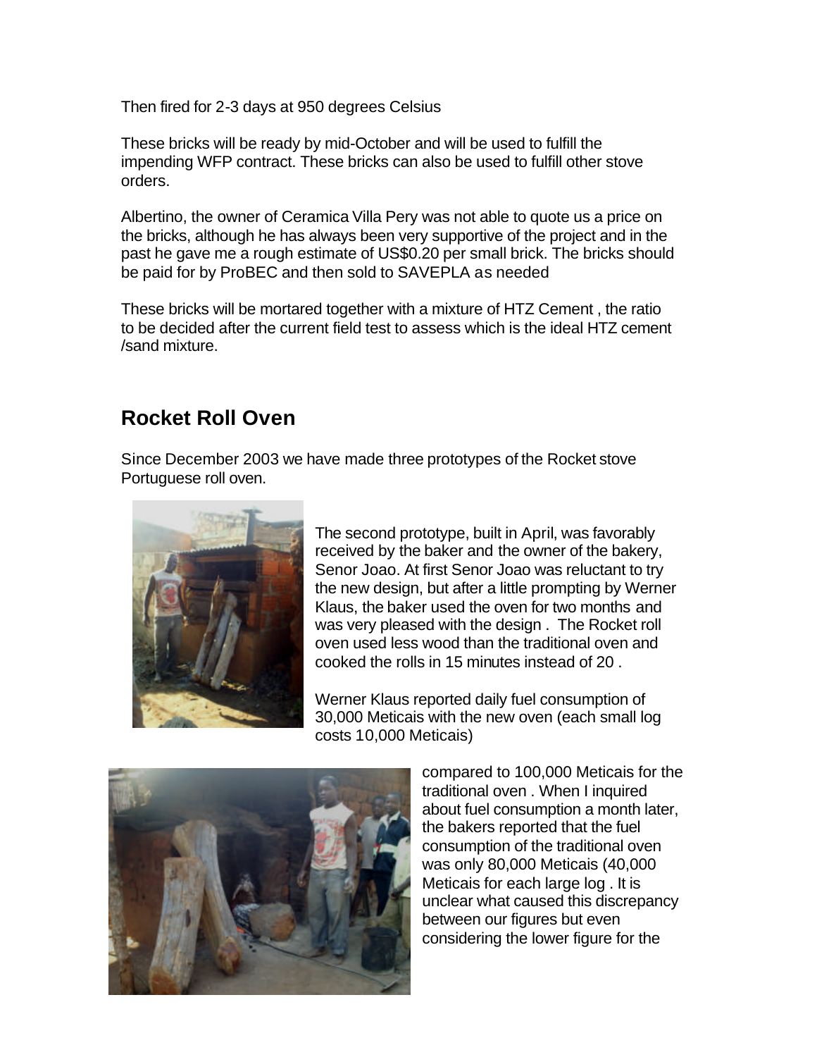Then fired for 2-3 days at 950 degrees Celsius

These bricks will be ready by mid-October and will be used to fulfill the impending WFP contract. These bricks can also be used to fulfill other stove orders.

Albertino, the owner of Ceramica Villa Pery was not able to quote us a price on the bricks, although he has always been very supportive of the project and in the past he gave me a rough estimate of US$0.20 per small brick. The bricks should be paid for by ProBEC and then sold to SAVEPLA as needed

These bricks will be mortared together with a mixture of HTZ Cement , the ratio to be decided after the current field test to assess which is the ideal HTZ cement /sand mixture.

## Rocket Roll Oven

Since December 2003 we have made three prototypes of the Rocket stove Portuguese roll oven.

The second prototype, built in April, was favorably received by the baker and the owner of the bakery, Senor Joao. At first Senor Joao was reluctant to try the new design, but after a little prompting by Werner Klaus, the baker used the oven for two months and was very pleased with the design . The Rocket roll oven used less wood than the traditional oven and cooked the rolls in 15 minutes instead of 20 .

Werner Klaus reported daily fuel consumption of 30,000 Meticais with the new oven (each small log costs 10,000 Meticais)

compared to 100,000 Meticais for the traditional oven . When I inquired about fuel consumption a month later, the bakers reported that the fuel consumption of the traditional oven was only 80,000 Meticais (40,000 Meticais for each large log . It is unclear what caused this discrepancy between our figures but even considering the lower figure for the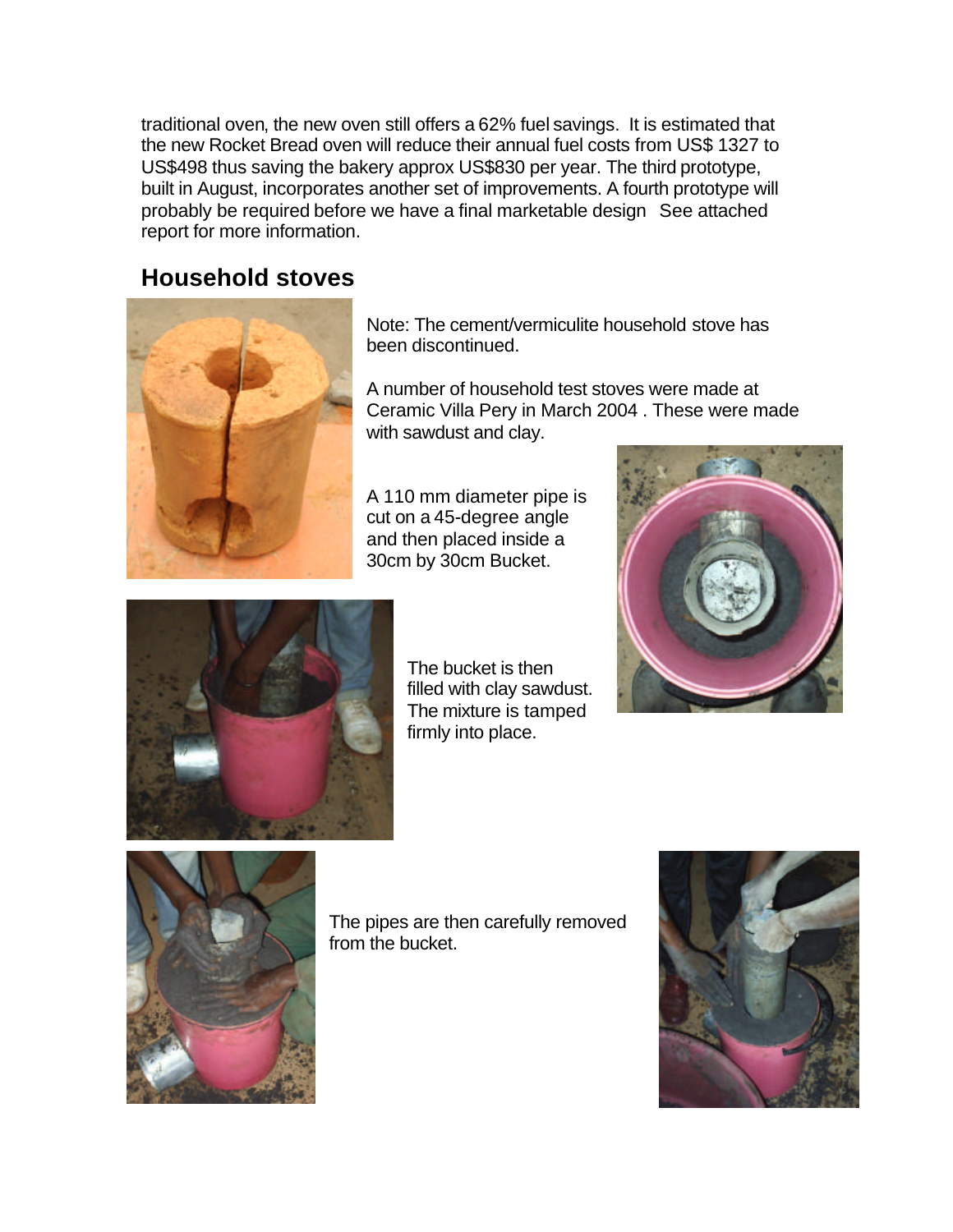traditional oven, the new oven still offers a 62% fuel savings. It is estimated that the new Rocket Bread oven will reduce their annual fuel costs from US$ 1327 to US$498 thus saving the bakery approx US$830 per year. The third prototype, built in August, incorporates another set of improvements. A fourth prototype will probably be required before we have a final marketable design See attached report for more information.

## Household stoves

Note: The cement/vermiculite household stove has been discontinued.

A number of household test stoves were made at Ceramic Villa Pery in March 2004 . These were made with sawdust and clay.

A 110 mm diameter pipe is cut on a 45-degree angle and then placed inside a 30cm by 30cm Bucket.

The bucket is then filled with clay sawdust. The mixture is tamped firmly into place.

The pipes are then carefully removed from the bucket.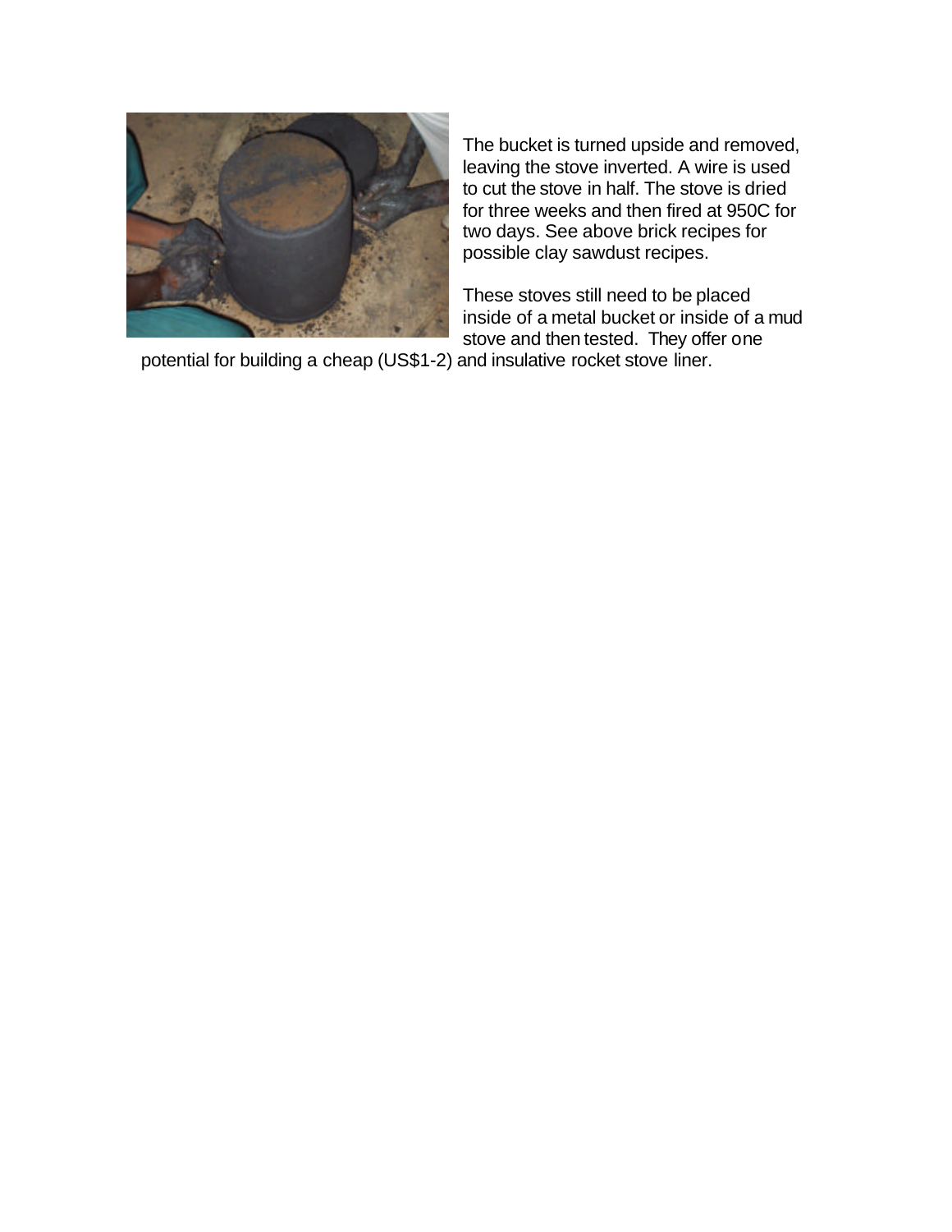The bucket is turned upside and removed, leaving the stove inverted. A wire is used to cut the stove in half. The stove is dried for three weeks and then fired at 950C for two days. See above brick recipes for possible clay sawdust recipes.

These stoves still need to be placed inside of a metal bucket or inside of a mud stove and then tested. They offer one potential for building a cheap (US$1-2) and insulative rocket stove liner.